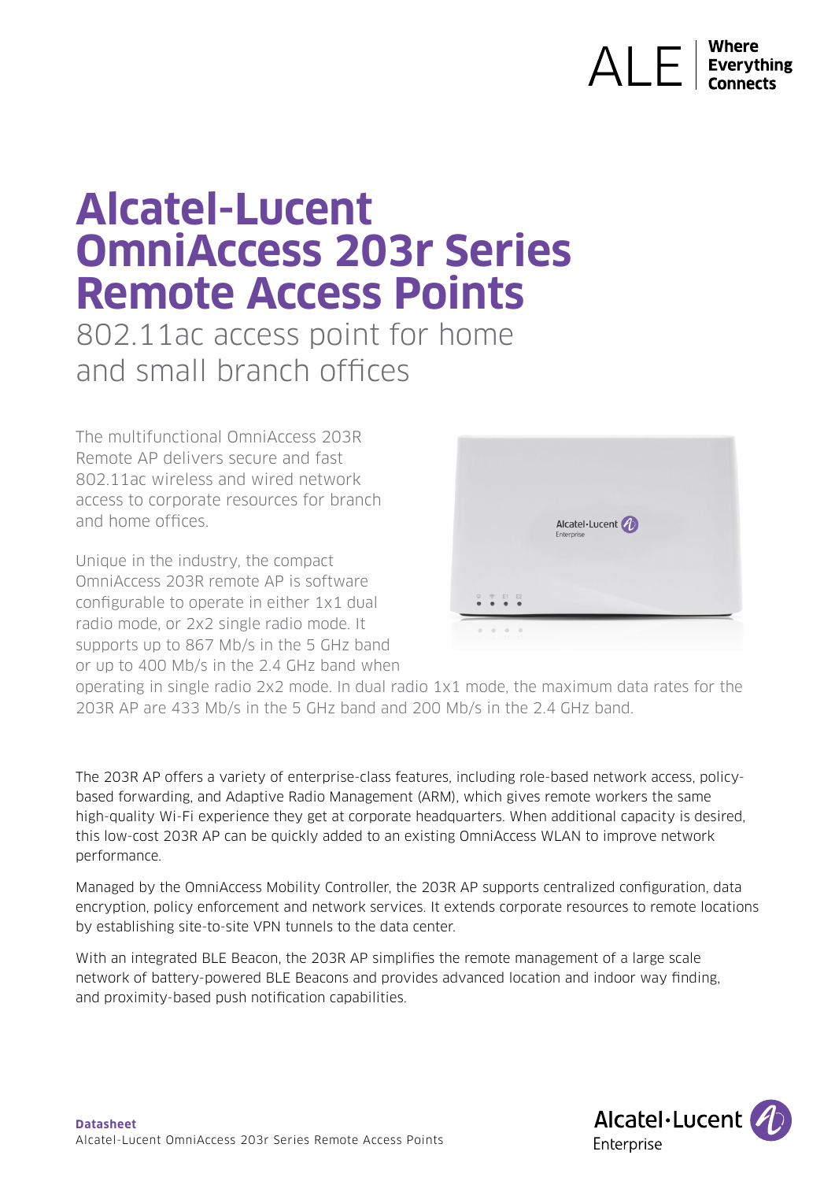# Alcatel-Lucent OmniAccess 203r Series Remote Access Points

802.11ac access point for home and small branch offices

The multifunctional OmniAccess 203R Remote AP delivers secure and fast 802.11ac wireless and wired network access to corporate resources for branch and home offices.

Unique in the industry, the compact OmniAccess 203R remote AP is software configurable to operate in either 1x1 dual radio mode, or 2x2 single radio mode. It supports up to 867 Mb/s in the 5 GHz band or up to 400 Mb/s in the 2.4 GHz band when operating in single radio 2x2 mode. In dual radio 1x1 mode, the maximum data rates for the 203R AP are 433 Mb/s in the 5 GHz band and 200 Mb/s in the 2.4 GHz band.

The 203R AP offers a variety of enterprise-class features, including role-based network access, policy-based forwarding, and Adaptive Radio Management (ARM), which gives remote workers the same high-quality Wi-Fi experience they get at corporate headquarters. When additional capacity is desired, this low-cost 203R AP can be quickly added to an existing OmniAccess WLAN to improve network performance.

Managed by the OmniAccess Mobility Controller, the 203R AP supports centralized configuration, data encryption, policy enforcement and network services. It extends corporate resources to remote locations by establishing site-to-site VPN tunnels to the data center.

With an integrated BLE Beacon, the 203R AP simplifies the remote management of a large scale network of battery-powered BLE Beacons and provides advanced location and indoor way finding, and proximity-based push notification capabilities.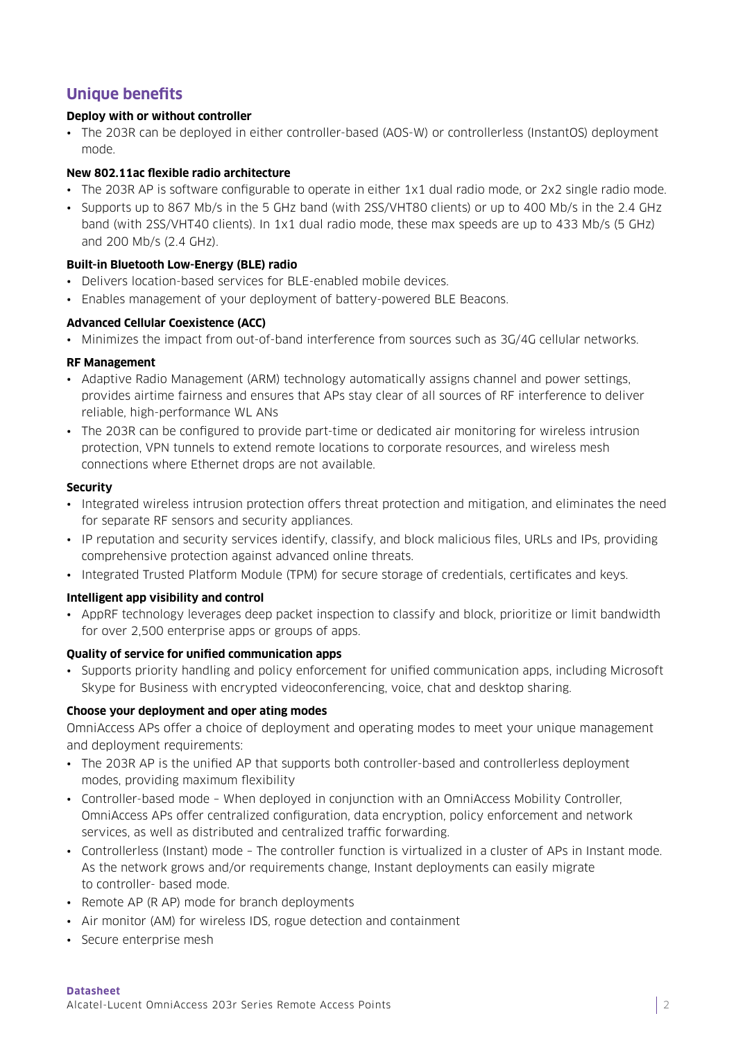## Unique benefits

**Deploy with or without controller**

- The 203R can be deployed in either controller-based (AOS-W) or controllerless (InstantOS) deployment mode.

**New 802.11ac flexible radio architecture**

- The 203R AP is software configurable to operate in either 1x1 dual radio mode, or 2x2 single radio mode.
- Supports up to 867 Mb/s in the 5 GHz band (with 2SS/VHT80 clients) or up to 400 Mb/s in the 2.4 GHz band (with 2SS/VHT40 clients). In 1x1 dual radio mode, these max speeds are up to 433 Mb/s (5 GHz) and 200 Mb/s (2.4 GHz).

**Built-in Bluetooth Low-Energy (BLE) radio**

- Delivers location-based services for BLE-enabled mobile devices.
- Enables management of your deployment of battery-powered BLE Beacons.

**Advanced Cellular Coexistence (ACC)**

- Minimizes the impact from out-of-band interference from sources such as 3G/4G cellular networks.

**RF Management**

- Adaptive Radio Management (ARM) technology automatically assigns channel and power settings, provides airtime fairness and ensures that APs stay clear of all sources of RF interference to deliver reliable, high-performance WL ANs
- The 203R can be configured to provide part-time or dedicated air monitoring for wireless intrusion protection, VPN tunnels to extend remote locations to corporate resources, and wireless mesh connections where Ethernet drops are not available.

**Security**

- Integrated wireless intrusion protection offers threat protection and mitigation, and eliminates the need for separate RF sensors and security appliances.
- IP reputation and security services identify, classify, and block malicious files, URLs and IPs, providing comprehensive protection against advanced online threats.
- Integrated Trusted Platform Module (TPM) for secure storage of credentials, certificates and keys.

**Intelligent app visibility and control**

- AppRF technology leverages deep packet inspection to classify and block, prioritize or limit bandwidth for over 2,500 enterprise apps or groups of apps.

**Quality of service for unified communication apps**

- Supports priority handling and policy enforcement for unified communication apps, including Microsoft Skype for Business with encrypted videoconferencing, voice, chat and desktop sharing.

**Choose your deployment and oper ating modes**

OmniAccess APs offer a choice of deployment and operating modes to meet your unique management and deployment requirements:

- The 203R AP is the unified AP that supports both controller-based and controllerless deployment modes, providing maximum flexibility
- Controller-based mode – When deployed in conjunction with an OmniAccess Mobility Controller, OmniAccess APs offer centralized configuration, data encryption, policy enforcement and network services, as well as distributed and centralized traffic forwarding.
- Controllerless (Instant) mode – The controller function is virtualized in a cluster of APs in Instant mode. As the network grows and/or requirements change, Instant deployments can easily migrate to controller- based mode.
- Remote AP (R AP) mode for branch deployments
- Air monitor (AM) for wireless IDS, rogue detection and containment
- Secure enterprise mesh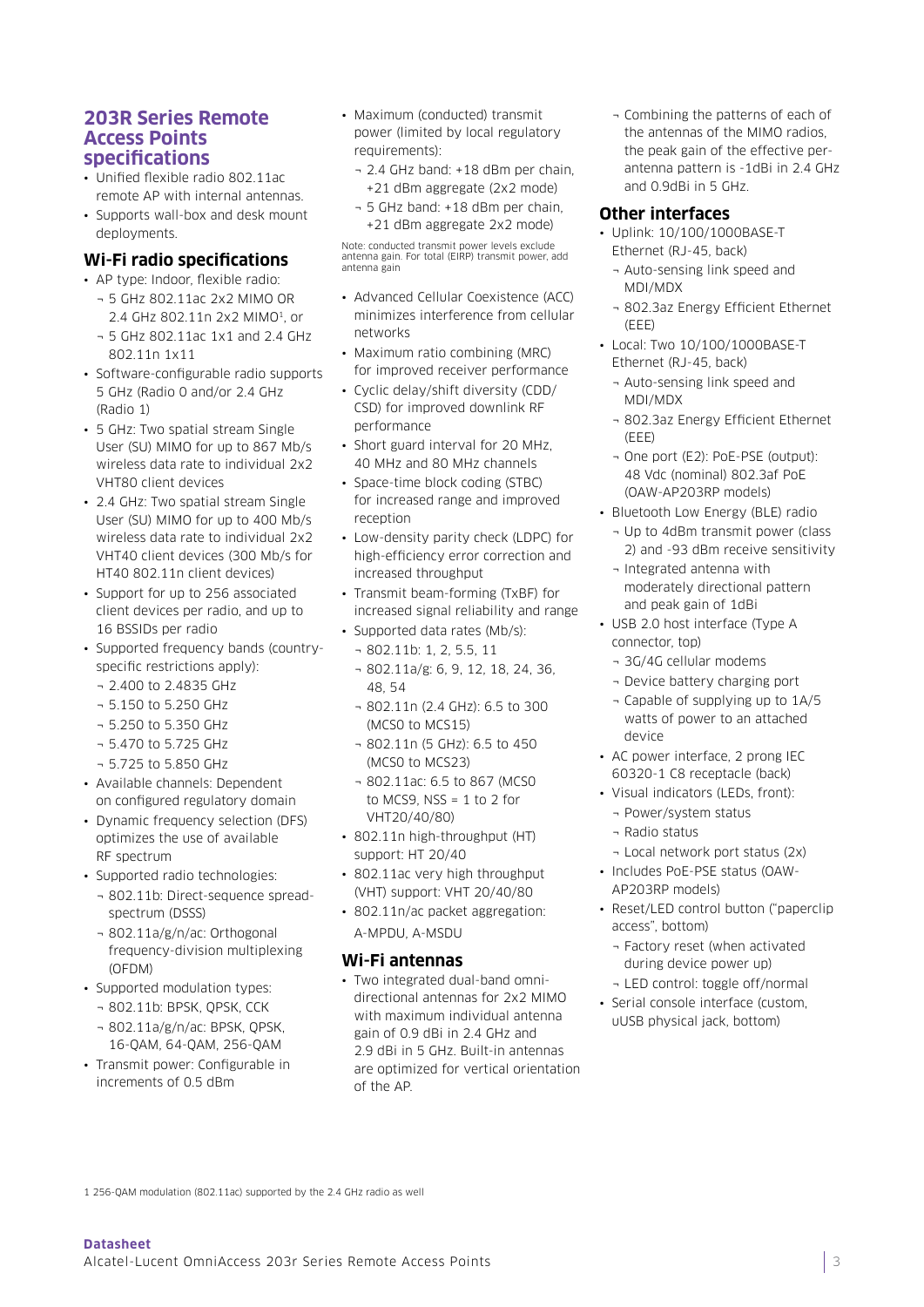## 203R Series Remote Access Points specifications

- Unified flexible radio 802.11ac remote AP with internal antennas.
- Supports wall-box and desk mount deployments.

### Wi-Fi radio specifications

- AP type: Indoor, flexible radio:
  - 5 GHz 802.11ac 2x2 MIMO OR 2.4 GHz 802.11n 2x2 MIMO[1], or
  - 5 GHz 802.11ac 1x1 and 2.4 GHz 802.11n 1x11
- Software-configurable radio supports 5 GHz (Radio 0 and/or 2.4 GHz (Radio 1)
- 5 GHz: Two spatial stream Single User (SU) MIMO for up to 867 Mb/s wireless data rate to individual 2x2 VHT80 client devices
- 2.4 GHz: Two spatial stream Single User (SU) MIMO for up to 400 Mb/s wireless data rate to individual 2x2 VHT40 client devices (300 Mb/s for HT40 802.11n client devices)
- Support for up to 256 associated client devices per radio, and up to 16 BSSIDs per radio
- Supported frequency bands (country-specific restrictions apply):
  - 2.400 to 2.4835 GHz
  - 5.150 to 5.250 GHz
  - 5.250 to 5.350 GHz
  - 5.470 to 5.725 GHz
  - 5.725 to 5.850 GHz
- Available channels: Dependent on configured regulatory domain
- Dynamic frequency selection (DFS) optimizes the use of available RF spectrum
- Supported radio technologies:
  - 802.11b: Direct-sequence spread-spectrum (DSSS)
  - 802.11a/g/n/ac: Orthogonal frequency-division multiplexing (OFDM)
- Supported modulation types:
  - 802.11b: BPSK, QPSK, CCK
  - 802.11a/g/n/ac: BPSK, QPSK, 16-QAM, 64-QAM, 256-QAM
- Transmit power: Configurable in increments of 0.5 dBm
- Maximum (conducted) transmit power (limited by local regulatory requirements):
  - 2.4 GHz band: +18 dBm per chain, +21 dBm aggregate (2x2 mode)
  - 5 GHz band: +18 dBm per chain, +21 dBm aggregate 2x2 mode)

Note: conducted transmit power levels exclude antenna gain. For total (EIRP) transmit power, add antenna gain

- Advanced Cellular Coexistence (ACC) minimizes interference from cellular networks
- Maximum ratio combining (MRC) for improved receiver performance
- Cyclic delay/shift diversity (CDD/CSD) for improved downlink RF performance
- Short guard interval for 20 MHz, 40 MHz and 80 MHz channels
- Space-time block coding (STBC) for increased range and improved reception
- Low-density parity check (LDPC) for high-efficiency error correction and increased throughput
- Transmit beam-forming (TxBF) for increased signal reliability and range
- Supported data rates (Mb/s):
  - 802.11b: 1, 2, 5.5, 11
  - 802.11a/g: 6, 9, 12, 18, 24, 36, 48, 54
  - 802.11n (2.4 GHz): 6.5 to 300 (MCS0 to MCS15)
  - 802.11n (5 GHz): 6.5 to 450 (MCS0 to MCS23)
  - 802.11ac: 6.5 to 867 (MCS0 to MCS9, NSS = 1 to 2 for VHT20/40/80)
- 802.11n high-throughput (HT) support: HT 20/40
- 802.11ac very high throughput (VHT) support: VHT 20/40/80
- 802.11n/ac packet aggregation: A-MPDU, A-MSDU

### Wi-Fi antennas

- Two integrated dual-band omni-directional antennas for 2x2 MIMO with maximum individual antenna gain of 0.9 dBi in 2.4 GHz and 2.9 dBi in 5 GHz. Built-in antennas are optimized for vertical orientation of the AP.
  - Combining the patterns of each of the antennas of the MIMO radios, the peak gain of the effective per-antenna pattern is -1dBi in 2.4 GHz and 0.9dBi in 5 GHz.

### Other interfaces

- Uplink: 10/100/1000BASE-T Ethernet (RJ-45, back)
  - Auto-sensing link speed and MDI/MDX
  - 802.3az Energy Efficient Ethernet (EEE)
- Local: Two 10/100/1000BASE-T Ethernet (RJ-45, back)
  - Auto-sensing link speed and MDI/MDX
  - 802.3az Energy Efficient Ethernet (EEE)
  - One port (E2): PoE-PSE (output): 48 Vdc (nominal) 802.3af PoE (OAW-AP203RP models)
- Bluetooth Low Energy (BLE) radio
  - Up to 4dBm transmit power (class 2) and -93 dBm receive sensitivity
  - Integrated antenna with moderately directional pattern and peak gain of 1dBi
- USB 2.0 host interface (Type A connector, top)
  - 3G/4G cellular modems
  - Device battery charging port
  - Capable of supplying up to 1A/5 watts of power to an attached device
- AC power interface, 2 prong IEC 60320-1 C8 receptacle (back)
- Visual indicators (LEDs, front):
  - Power/system status
  - Radio status
  - Local network port status (2x)
- Includes PoE-PSE status (OAW-AP203RP models)
- Reset/LED control button ("paperclip access", bottom)
  - Factory reset (when activated during device power up)
  - LED control: toggle off/normal
- Serial console interface (custom, uUSB physical jack, bottom)

1 256-QAM modulation (802.11ac) supported by the 2.4 GHz radio as well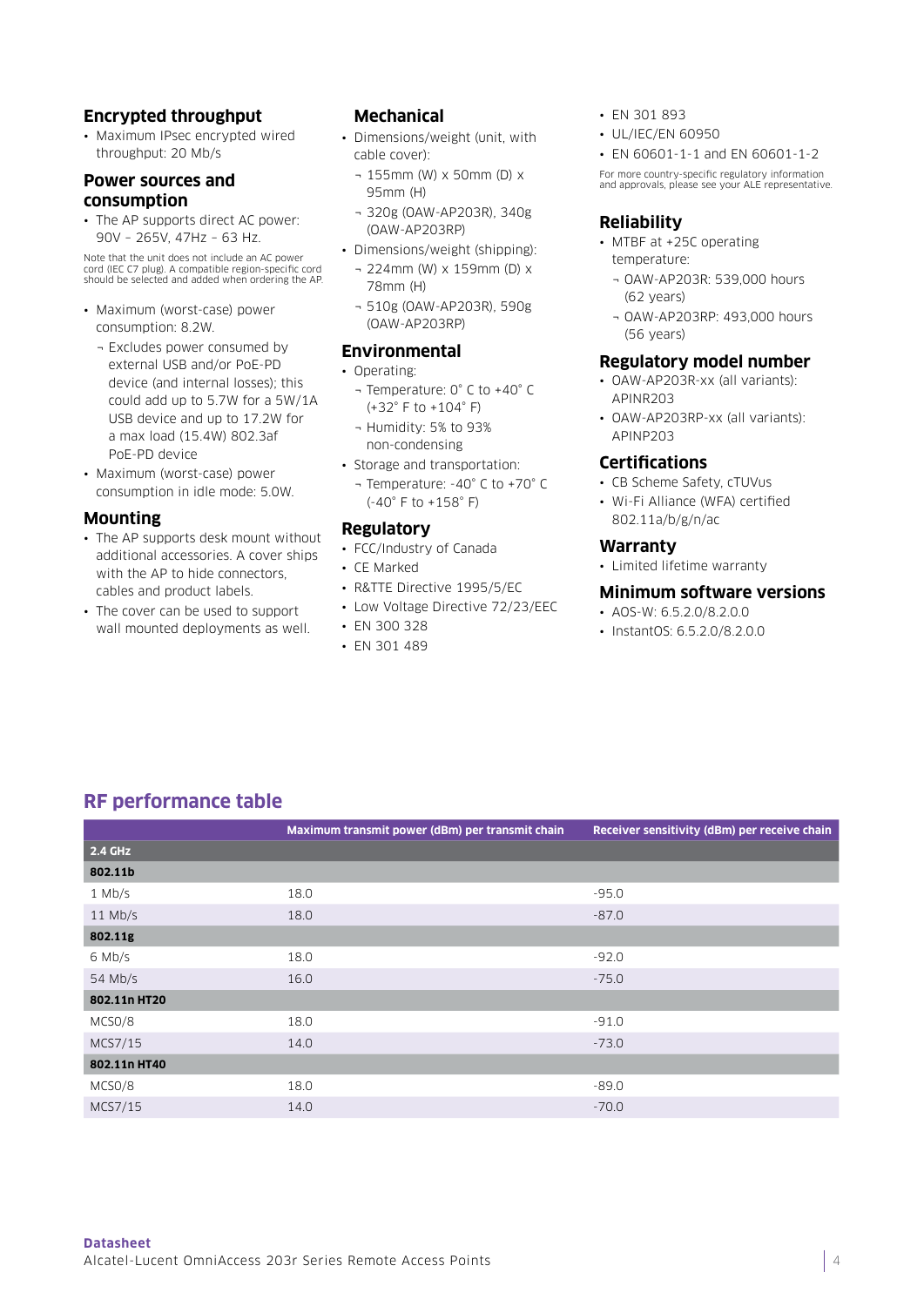## Encrypted throughput

- Maximum IPsec encrypted wired throughput: 20 Mb/s

## Power sources and consumption

- The AP supports direct AC power: 90V – 265V, 47Hz – 63 Hz.

Note that the unit does not include an AC power cord (IEC C7 plug). A compatible region-specific cord should be selected and added when ordering the AP.

- Maximum (worst-case) power consumption: 8.2W.
  - Excludes power consumed by external USB and/or PoE-PD device (and internal losses); this could add up to 5.7W for a 5W/1A USB device and up to 17.2W for a max load (15.4W) 802.3af PoE-PD device
- Maximum (worst-case) power consumption in idle mode: 5.0W.

## Mounting

- The AP supports desk mount without additional accessories. A cover ships with the AP to hide connectors, cables and product labels.
- The cover can be used to support wall mounted deployments as well.

## Mechanical

- Dimensions/weight (unit, with cable cover):
  - 155mm (W) x 50mm (D) x 95mm (H)
  - 320g (OAW-AP203R), 340g (OAW-AP203RP)
- Dimensions/weight (shipping):
  - 224mm (W) x 159mm (D) x 78mm (H)
  - 510g (OAW-AP203R), 590g (OAW-AP203RP)

## Environmental

- Operating:
  - Temperature: 0° C to +40° C (+32° F to +104° F)
  - Humidity: 5% to 93% non-condensing
- Storage and transportation:
  - Temperature: -40° C to +70° C (-40° F to +158° F)

## Regulatory

- FCC/Industry of Canada
- CE Marked
- R&TTE Directive 1995/5/EC
- Low Voltage Directive 72/23/EEC
- EN 300 328
- EN 301 489
- EN 301 893
- UL/IEC/EN 60950
- EN 60601-1-1 and EN 60601-1-2

For more country-specific regulatory information and approvals, please see your ALE representative.

## Reliability

- MTBF at +25C operating temperature:
  - OAW-AP203R: 539,000 hours (62 years)
  - OAW-AP203RP: 493,000 hours (56 years)

## Regulatory model number

- OAW-AP203R-xx (all variants): APINR203
- OAW-AP203RP-xx (all variants): APINP203

## Certifications

- CB Scheme Safety, cTUVus
- Wi-Fi Alliance (WFA) certified 802.11a/b/g/n/ac

## Warranty

- Limited lifetime warranty

## Minimum software versions

- AOS-W: 6.5.2.0/8.2.0.0
- InstantOS: 6.5.2.0/8.2.0.0

## RF performance table

| | Maximum transmit power (dBm) per transmit chain | Receiver sensitivity (dBm) per receive chain |
|---|---|---|
| **2.4 GHz** | | |
| **802.11b** | | |
| 1 Mb/s | 18.0 | -95.0 |
| 11 Mb/s | 18.0 | -87.0 |
| **802.11g** | | |
| 6 Mb/s | 18.0 | -92.0 |
| 54 Mb/s | 16.0 | -75.0 |
| **802.11n HT20** | | |
| MCS0/8 | 18.0 | -91.0 |
| MCS7/15 | 14.0 | -73.0 |
| **802.11n HT40** | | |
| MCS0/8 | 18.0 | -89.0 |
| MCS7/15 | 14.0 | -70.0 |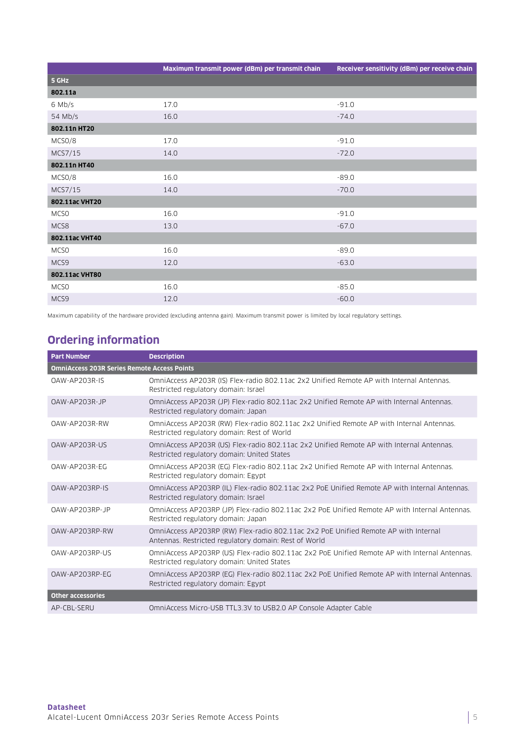| | Maximum transmit power (dBm) per transmit chain | Receiver sensitivity (dBm) per receive chain |
|---|---|---|
| **5 GHz** | | |
| **802.11a** | | |
| 6 Mb/s | 17.0 | -91.0 |
| 54 Mb/s | 16.0 | -74.0 |
| **802.11n HT20** | | |
| MCS0/8 | 17.0 | -91.0 |
| MCS7/15 | 14.0 | -72.0 |
| **802.11n HT40** | | |
| MCS0/8 | 16.0 | -89.0 |
| MCS7/15 | 14.0 | -70.0 |
| **802.11ac VHT20** | | |
| MCS0 | 16.0 | -91.0 |
| MCS8 | 13.0 | -67.0 |
| **802.11ac VHT40** | | |
| MCS0 | 16.0 | -89.0 |
| MCS9 | 12.0 | -63.0 |
| **802.11ac VHT80** | | |
| MCS0 | 16.0 | -85.0 |
| MCS9 | 12.0 | -60.0 |

Maximum capability of the hardware provided (excluding antenna gain). Maximum transmit power is limited by local regulatory settings.

## Ordering information

| Part Number | Description |
|---|---|
| **OmniAccess 203R Series Remote Access Points** | |
| OAW-AP203R-IS | OmniAccess AP203R (IS) Flex-radio 802.11ac 2x2 Unified Remote AP with Internal Antennas. Restricted regulatory domain: Israel |
| OAW-AP203R-JP | OmniAccess AP203R (JP) Flex-radio 802.11ac 2x2 Unified Remote AP with Internal Antennas. Restricted regulatory domain: Japan |
| OAW-AP203R-RW | OmniAccess AP203R (RW) Flex-radio 802.11ac 2x2 Unified Remote AP with Internal Antennas. Restricted regulatory domain: Rest of World |
| OAW-AP203R-US | OmniAccess AP203R (US) Flex-radio 802.11ac 2x2 Unified Remote AP with Internal Antennas. Restricted regulatory domain: United States |
| OAW-AP203R-EG | OmniAccess AP203R (EG) Flex-radio 802.11ac 2x2 Unified Remote AP with Internal Antennas. Restricted regulatory domain: Egypt |
| OAW-AP203RP-IS | OmniAccess AP203RP (IL) Flex-radio 802.11ac 2x2 PoE Unified Remote AP with Internal Antennas. Restricted regulatory domain: Israel |
| OAW-AP203RP-JP | OmniAccess AP203RP (JP) Flex-radio 802.11ac 2x2 PoE Unified Remote AP with Internal Antennas. Restricted regulatory domain: Japan |
| OAW-AP203RP-RW | OmniAccess AP203RP (RW) Flex-radio 802.11ac 2x2 PoE Unified Remote AP with Internal Antennas. Restricted regulatory domain: Rest of World |
| OAW-AP203RP-US | OmniAccess AP203RP (US) Flex-radio 802.11ac 2x2 PoE Unified Remote AP with Internal Antennas. Restricted regulatory domain: United States |
| OAW-AP203RP-EG | OmniAccess AP203RP (EG) Flex-radio 802.11ac 2x2 PoE Unified Remote AP with Internal Antennas. Restricted regulatory domain: Egypt |
| **Other accessories** | |
| AP-CBL-SERU | OmniAccess Micro-USB TTL3.3V to USB2.0 AP Console Adapter Cable |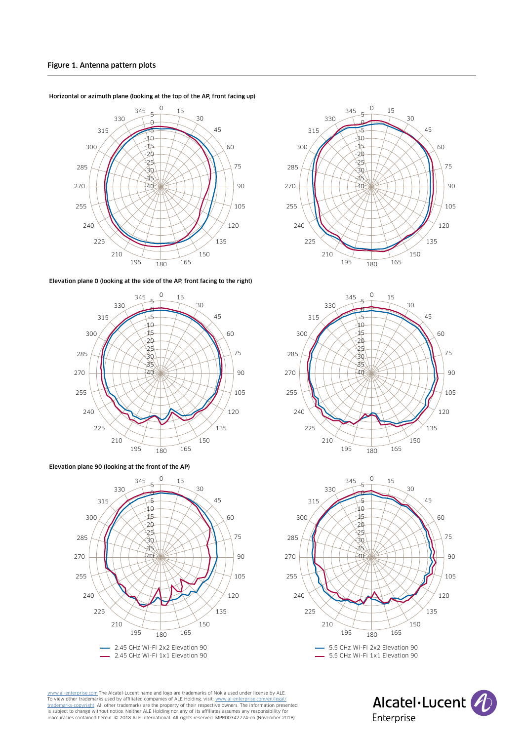## Figure 1. Antenna pattern plots

Horizontal or azimuth plane (looking at the top of the AP, front facing up)

Elevation plane 0 (looking at the side of the AP, front facing to the right)

Elevation plane 90 (looking at the front of the AP)

2.45 GHz Wi-Fi 2x2 Elevation 90
2.45 GHz Wi-Fi 1x1 Elevation 90

5.5 GHz Wi-Fi 2x2 Elevation 90
5.5 GHz Wi-Fi 1x1 Elevation 90

www.al-enterprise.com The Alcatel-Lucent name and logo are trademarks of Nokia used under license by ALE. To view other trademarks used by affiliated companies of ALE Holding, visit: www.al-enterprise.com/en/legal/trademarks-copyright. All other trademarks are the property of their respective owners. The information presented is subject to change without notice. Neither ALE Holding nor any of its affiliates assumes any responsibility for inaccuracies contained herein. © 2018 ALE International. All rights reserved. MPR00342774-en (November 2018)